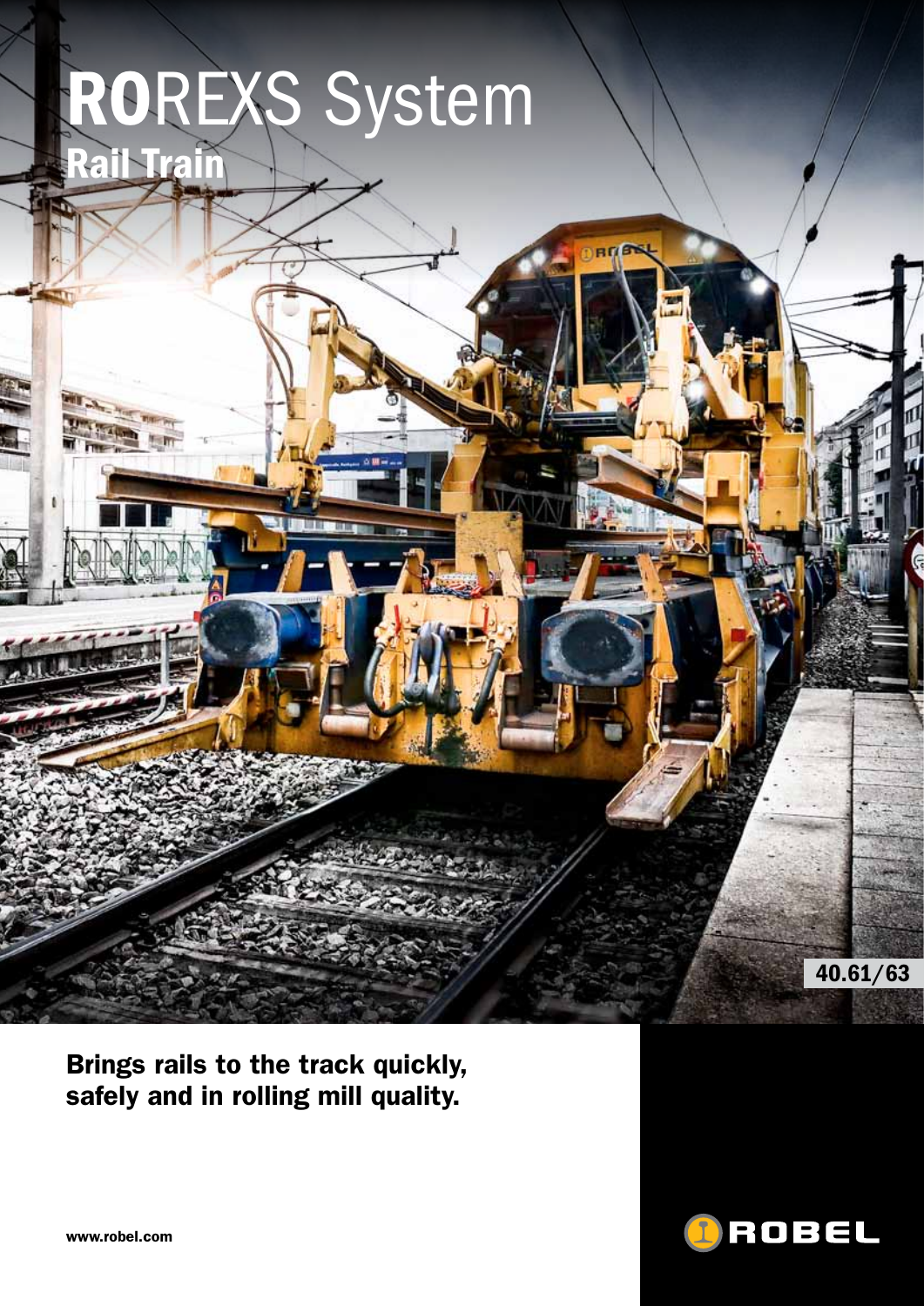# **RO**REXS System

## Rail Train

40.61/63

**Brings rails to the track quickly, safely and in rolling mill quality.**

www.robel.com

ROBEL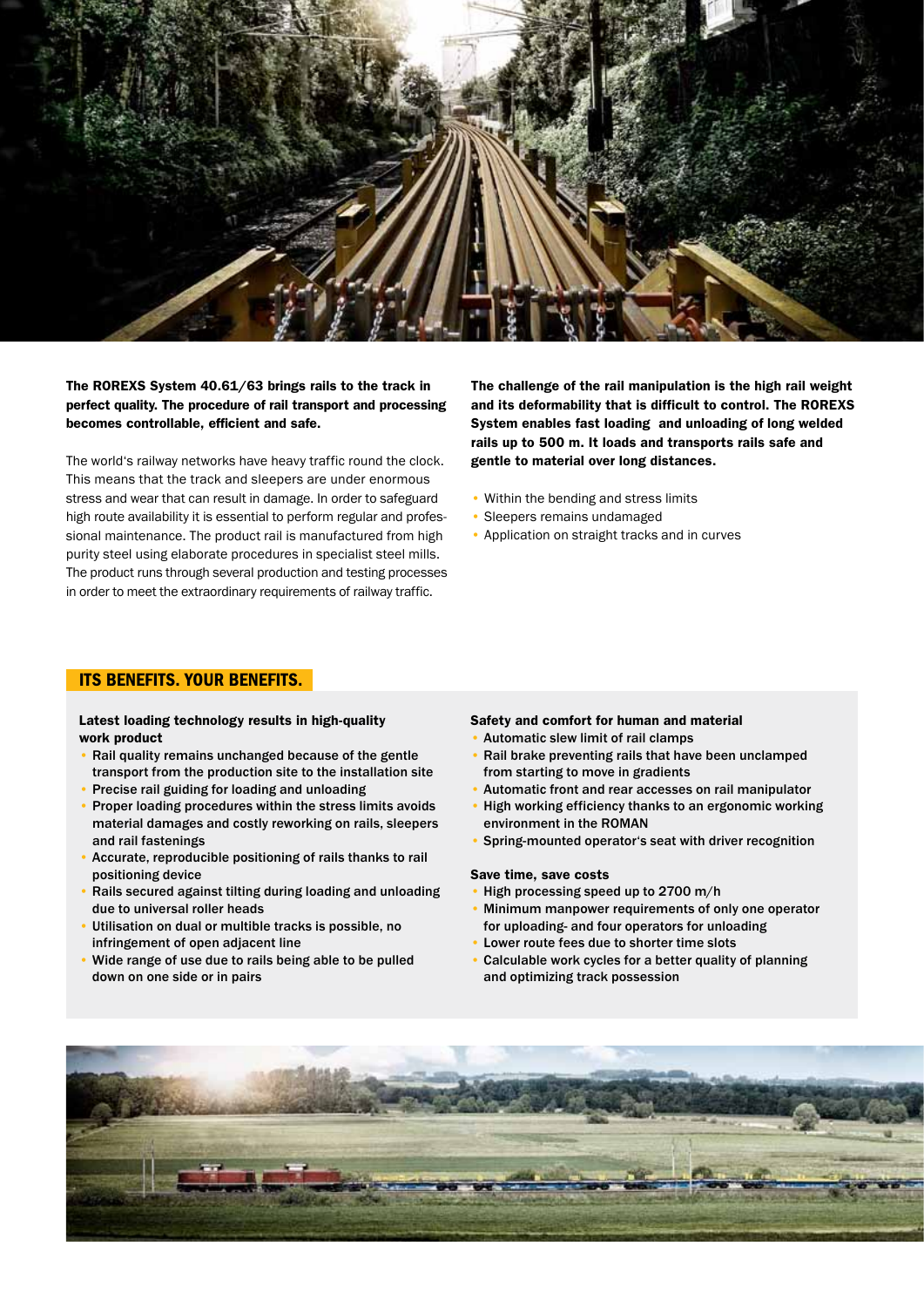**The ROREXS System 40.61/63 brings rails to the track in perfect quality. The procedure of rail transport and processing becomes controllable, efficient and safe.**

The world's railway networks have heavy traffic round the clock. This means that the track and sleepers are under enormous stress and wear that can result in damage. In order to safeguard high route availability it is essential to perform regular and professional maintenance. The product rail is manufactured from high purity steel using elaborate procedures in specialist steel mills. The product runs through several production and testing processes in order to meet the extraordinary requirements of railway traffic.

**The challenge of the rail manipulation is the high rail weight and its deformability that is difficult to control. The ROREXS System enables fast loading and unloading of long welded rails up to 500 m. It loads and transports rails safe and gentle to material over long distances.**

- Within the bending and stress limits
- Sleepers remains undamaged
- Application on straight tracks and in curves

## ITS BENEFITS. YOUR BENEFITS.

**Latest loading technology results in high-quality work product**

- Rail quality remains unchanged because of the gentle transport from the production site to the installation site
- Precise rail guiding for loading and unloading
- Proper loading procedures within the stress limits avoids material damages and costly reworking on rails, sleepers and rail fastenings
- Accurate, reproducible positioning of rails thanks to rail positioning device
- Rails secured against tilting during loading and unloading due to universal roller heads
- Utilisation on dual or multible tracks is possible, no infringement of open adjacent line
- Wide range of use due to rails being able to be pulled down on one side or in pairs

**Safety and comfort for human and material**

- Automatic slew limit of rail clamps
- Rail brake preventing rails that have been unclamped from starting to move in gradients
- Automatic front and rear accesses on rail manipulator
- High working efficiency thanks to an ergonomic working environment in the ROMAN
- Spring-mounted operator's seat with driver recognition

**Save time, save costs**

- High processing speed up to 2700 m/h
- Minimum manpower requirements of only one operator for uploading- and four operators for unloading
- Lower route fees due to shorter time slots
- Calculable work cycles for a better quality of planning and optimizing track possession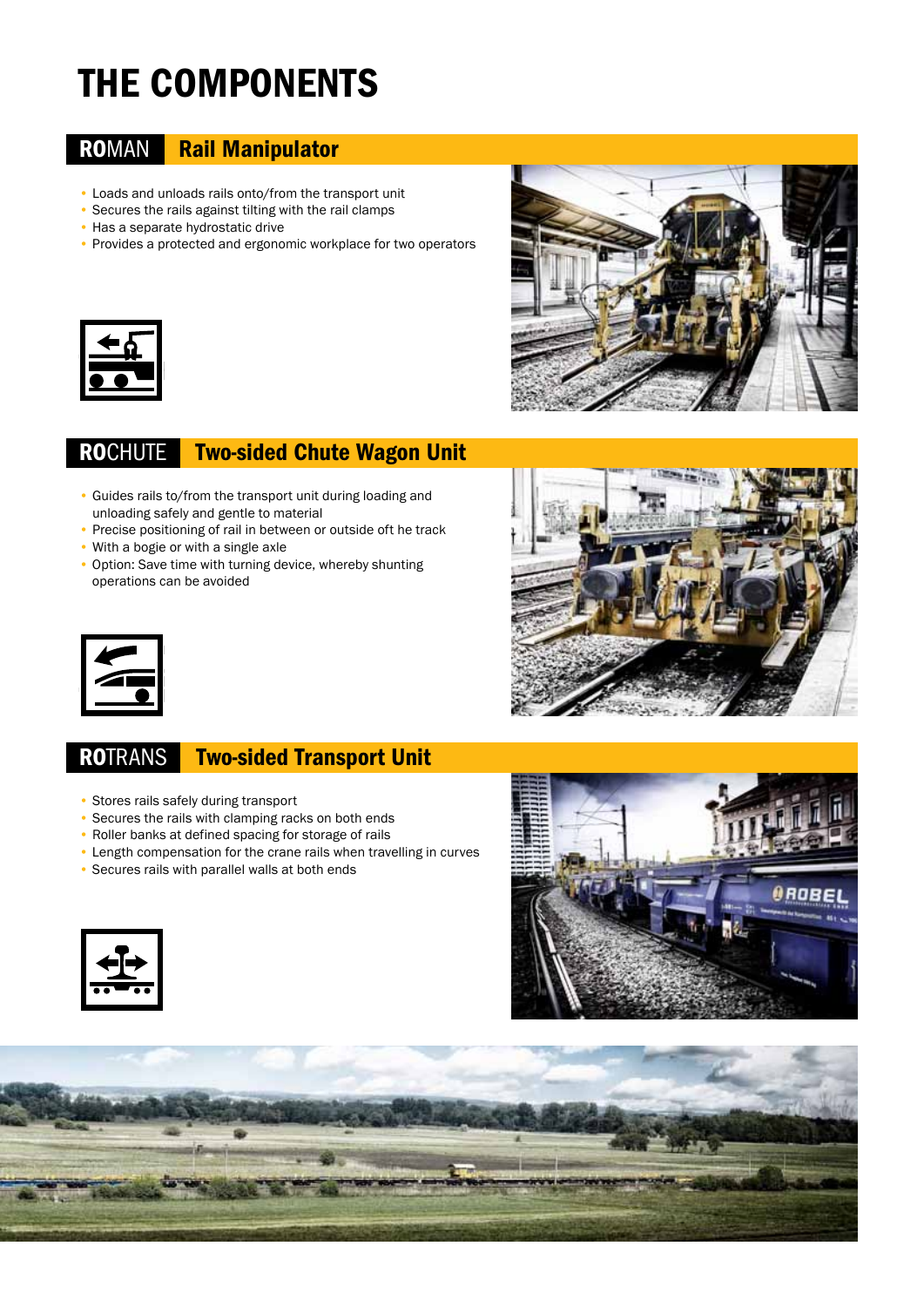# THE COMPONENTS

## ROMAN Rail Manipulator

- Loads and unloads rails onto/from the transport unit
- Secures the rails against tilting with the rail clamps
- Has a separate hydrostatic drive
- Provides a protected and ergonomic workplace for two operators

## ROCHUTE Two-sided Chute Wagon Unit

- Guides rails to/from the transport unit during loading and unloading safely and gentle to material
- Precise positioning of rail in between or outside oft he track
- With a bogie or with a single axle
- Option: Save time with turning device, whereby shunting operations can be avoided

## ROTRANS Two-sided Transport Unit

- Stores rails safely during transport
- Secures the rails with clamping racks on both ends
- Roller banks at defined spacing for storage of rails
- Length compensation for the crane rails when travelling in curves
- Secures rails with parallel walls at both ends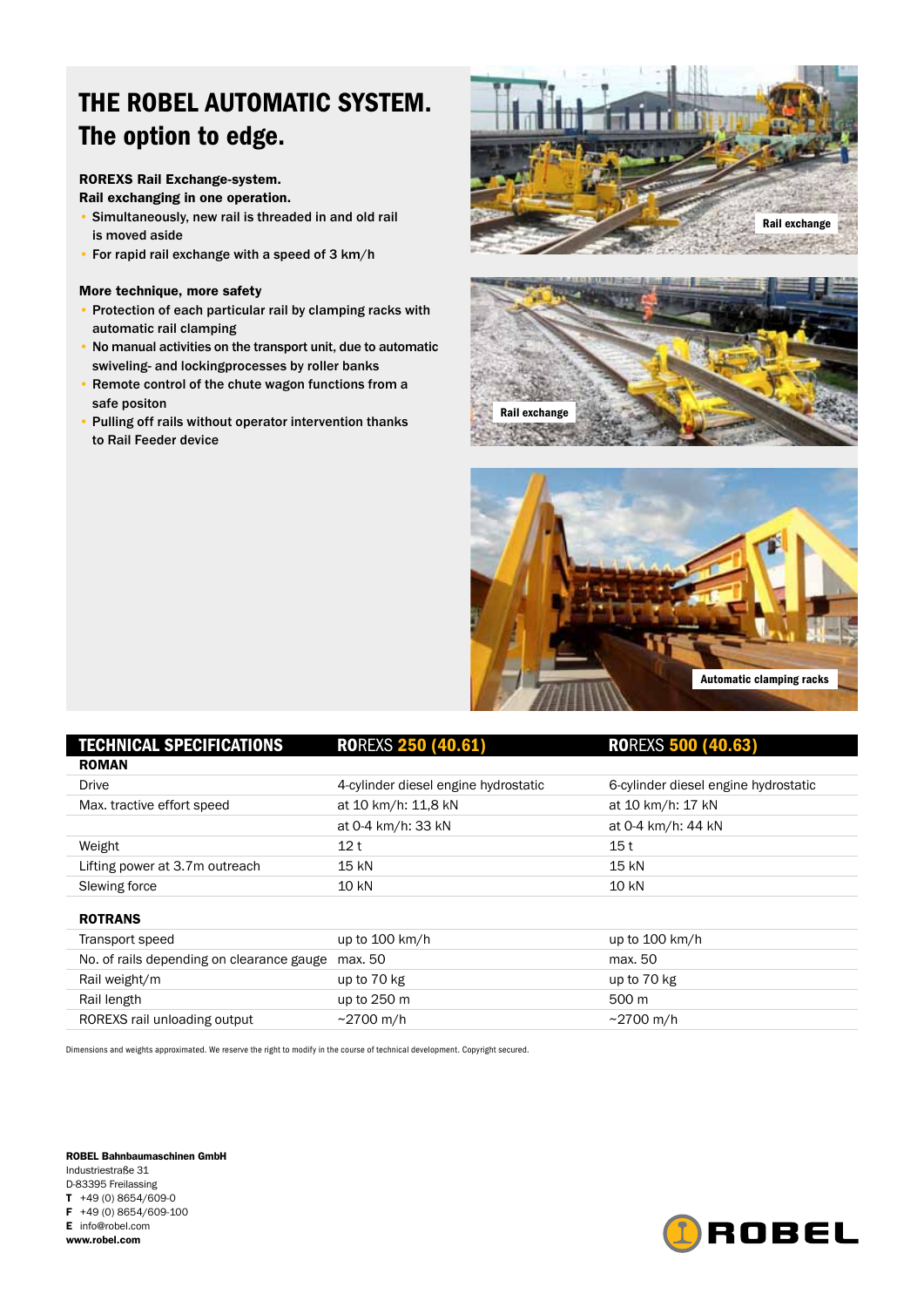# THE ROBEL AUTOMATIC SYSTEM.
## The option to edge.

**ROREXS Rail Exchange-system.**
**Rail exchanging in one operation.**

- Simultaneously, new rail is threaded in and old rail is moved aside
- For rapid rail exchange with a speed of 3 km/h

**More technique, more safety**

- Protection of each particular rail by clamping racks with automatic rail clamping
- No manual activities on the transport unit, due to automatic swiveling- and lockingprocesses by roller banks
- Remote control of the chute wagon functions from a safe positon
- Pulling off rails without operator intervention thanks to Rail Feeder device

Rail exchange

Rail exchange

Automatic clamping racks

| TECHNICAL SPECIFICATIONS | ROREXS 250 (40.61) | ROREXS 500 (40.63) |
|---|---|---|
| **ROMAN** | | |
| Drive | 4-cylinder diesel engine hydrostatic | 6-cylinder diesel engine hydrostatic |
| Max. tractive effort speed | at 10 km/h: 11,8 kN | at 10 km/h: 17 kN |
| | at 0-4 km/h: 33 kN | at 0-4 km/h: 44 kN |
| Weight | 12 t | 15 t |
| Lifting power at 3.7m outreach | 15 kN | 15 kN |
| Slewing force | 10 kN | 10 kN |
| **ROTRANS** | | |
| Transport speed | up to 100 km/h | up to 100 km/h |
| No. of rails depending on clearance gauge | max. 50 | max. 50 |
| Rail weight/m | up to 70 kg | up to 70 kg |
| Rail length | up to 250 m | 500 m |
| ROREXS rail unloading output | ~2700 m/h | ~2700 m/h |

Dimensions and weights approximated. We reserve the right to modify in the course of technical development. Copyright secured.

**ROBEL Bahnbaumaschinen GmbH**
Industriestraße 31
D-83395 Freilassing
**T** +49 (0) 8654/609-0
**F** +49 (0) 8654/609-100
**E** info@robel.com
**www.robel.com**

ROBEL